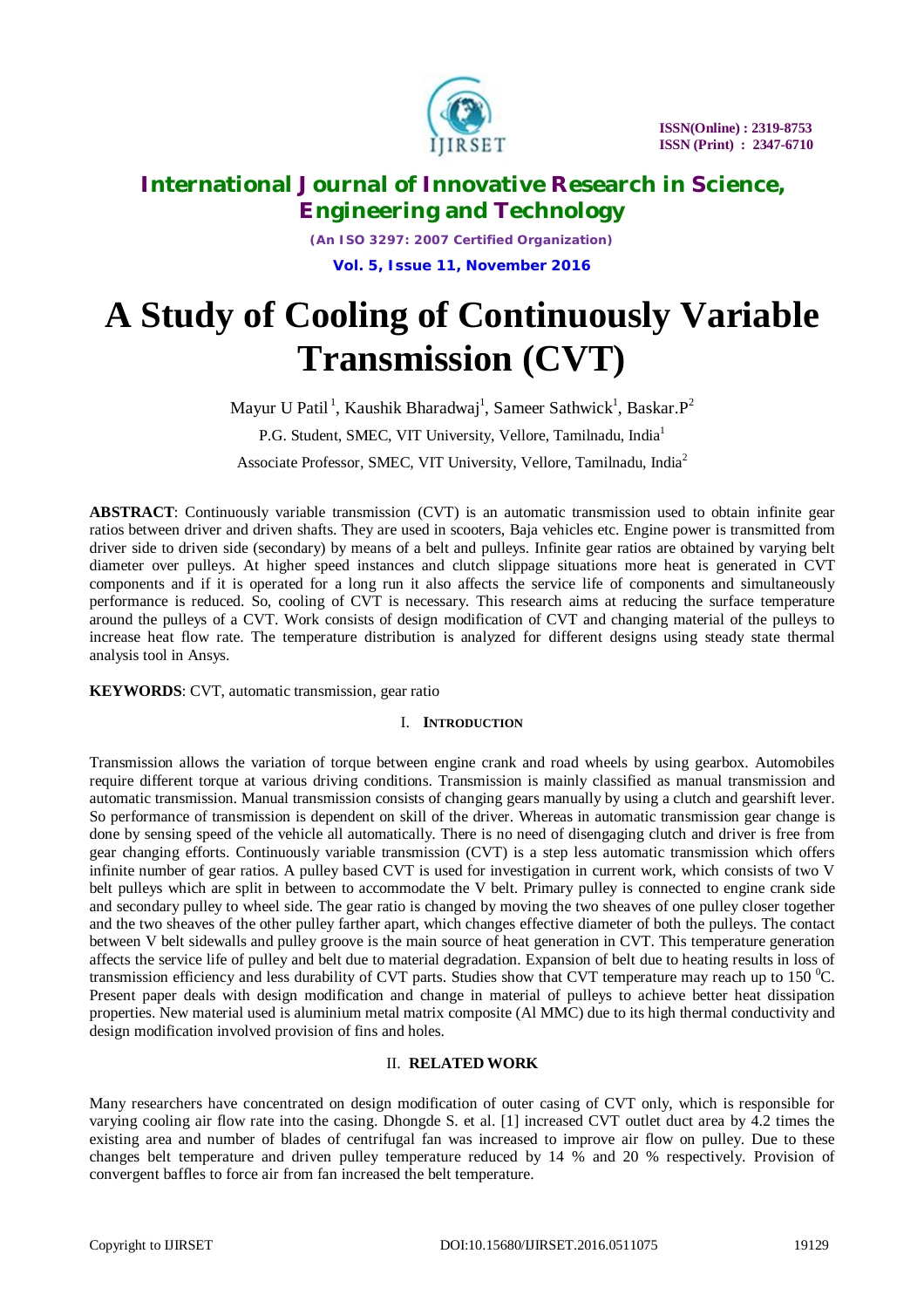# A Study of Cooling of Continuously Variable Transmission (CVT)

Mayur U Patil[1], Kaushik Bharadwaj[1], Sameer Sathwick[1], Baskar.P[2]

P.G. Student, SMEC, VIT University, Vellore, Tamilnadu, India[1]

Associate Professor, SMEC, VIT University, Vellore, Tamilnadu, India[2]

**ABSTRACT**: Continuously variable transmission (CVT) is an automatic transmission used to obtain infinite gear ratios between driver and driven shafts. They are used in scooters, Baja vehicles etc. Engine power is transmitted from driver side to driven side (secondary) by means of a belt and pulleys. Infinite gear ratios are obtained by varying belt diameter over pulleys. At higher speed instances and clutch slippage situations more heat is generated in CVT components and if it is operated for a long run it also affects the service life of components and simultaneously performance is reduced. So, cooling of CVT is necessary. This research aims at reducing the surface temperature around the pulleys of a CVT. Work consists of design modification of CVT and changing material of the pulleys to increase heat flow rate. The temperature distribution is analyzed for different designs using steady state thermal analysis tool in Ansys.

**KEYWORDS**: CVT, automatic transmission, gear ratio

## I. INTRODUCTION

Transmission allows the variation of torque between engine crank and road wheels by using gearbox. Automobiles require different torque at various driving conditions. Transmission is mainly classified as manual transmission and automatic transmission. Manual transmission consists of changing gears manually by using a clutch and gearshift lever. So performance of transmission is dependent on skill of the driver. Whereas in automatic transmission gear change is done by sensing speed of the vehicle all automatically. There is no need of disengaging clutch and driver is free from gear changing efforts. Continuously variable transmission (CVT) is a step less automatic transmission which offers infinite number of gear ratios. A pulley based CVT is used for investigation in current work, which consists of two V belt pulleys which are split in between to accommodate the V belt. Primary pulley is connected to engine crank side and secondary pulley to wheel side. The gear ratio is changed by moving the two sheaves of one pulley closer together and the two sheaves of the other pulley farther apart, which changes effective diameter of both the pulleys. The contact between V belt sidewalls and pulley groove is the main source of heat generation in CVT. This temperature generation affects the service life of pulley and belt due to material degradation. Expansion of belt due to heating results in loss of transmission efficiency and less durability of CVT parts. Studies show that CVT temperature may reach up to 150 $^{0}$C. Present paper deals with design modification and change in material of pulleys to achieve better heat dissipation properties. New material used is aluminium metal matrix composite (Al MMC) due to its high thermal conductivity and design modification involved provision of fins and holes.

## II. RELATED WORK

Many researchers have concentrated on design modification of outer casing of CVT only, which is responsible for varying cooling air flow rate into the casing. Dhongde S. et al. [1] increased CVT outlet duct area by 4.2 times the existing area and number of blades of centrifugal fan was increased to improve air flow on pulley. Due to these changes belt temperature and driven pulley temperature reduced by 14 % and 20 % respectively. Provision of convergent baffles to force air from fan increased the belt temperature.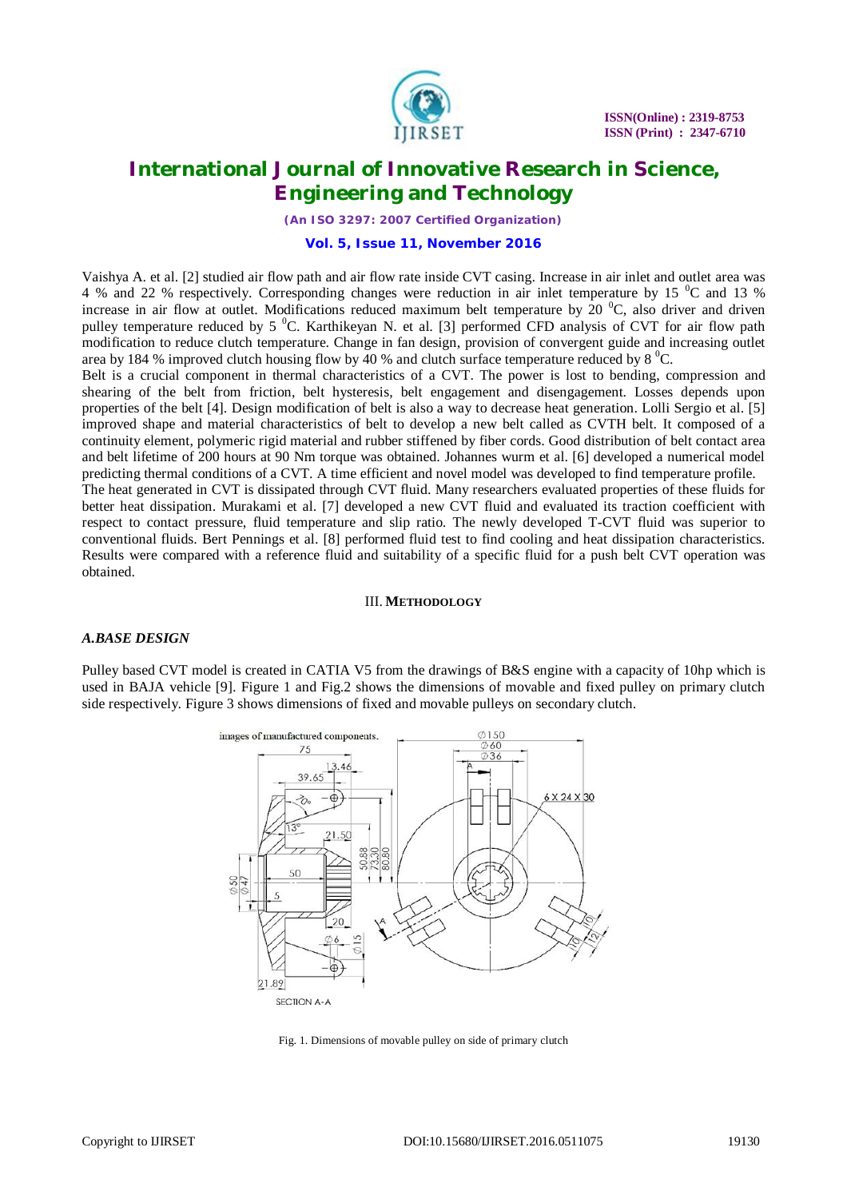Vaishya A. et al. [2] studied air flow path and air flow rate inside CVT casing. Increase in air inlet and outlet area was 4 % and 22 % respectively. Corresponding changes were reduction in air inlet temperature by 15 $^0$C and 13 % increase in air flow at outlet. Modifications reduced maximum belt temperature by 20 $^0$C, also driver and driven pulley temperature reduced by 5 $^0$C. Karthikeyan N. et al. [3] performed CFD analysis of CVT for air flow path modification to reduce clutch temperature. Change in fan design, provision of convergent guide and increasing outlet area by 184 % improved clutch housing flow by 40 % and clutch surface temperature reduced by 8 $^0$C.

Belt is a crucial component in thermal characteristics of a CVT. The power is lost to bending, compression and shearing of the belt from friction, belt hysteresis, belt engagement and disengagement. Losses depends upon properties of the belt [4]. Design modification of belt is also a way to decrease heat generation. Lolli Sergio et al. [5] improved shape and material characteristics of belt to develop a new belt called as CVTH belt. It composed of a continuity element, polymeric rigid material and rubber stiffened by fiber cords. Good distribution of belt contact area and belt lifetime of 200 hours at 90 Nm torque was obtained. Johannes wurm et al. [6] developed a numerical model predicting thermal conditions of a CVT. A time efficient and novel model was developed to find temperature profile.

The heat generated in CVT is dissipated through CVT fluid. Many researchers evaluated properties of these fluids for better heat dissipation. Murakami et al. [7] developed a new CVT fluid and evaluated its traction coefficient with respect to contact pressure, fluid temperature and slip ratio. The newly developed T-CVT fluid was superior to conventional fluids. Bert Pennings et al. [8] performed fluid test to find cooling and heat dissipation characteristics. Results were compared with a reference fluid and suitability of a specific fluid for a push belt CVT operation was obtained.

## III. METHODOLOGY

### *A. BASE DESIGN*

Pulley based CVT model is created in CATIA V5 from the drawings of B&S engine with a capacity of 10hp which is used in BAJA vehicle [9]. Figure 1 and Fig.2 shows the dimensions of movable and fixed pulley on primary clutch side respectively. Figure 3 shows dimensions of fixed and movable pulleys on secondary clutch.

Fig. 1. Dimensions of movable pulley on side of primary clutch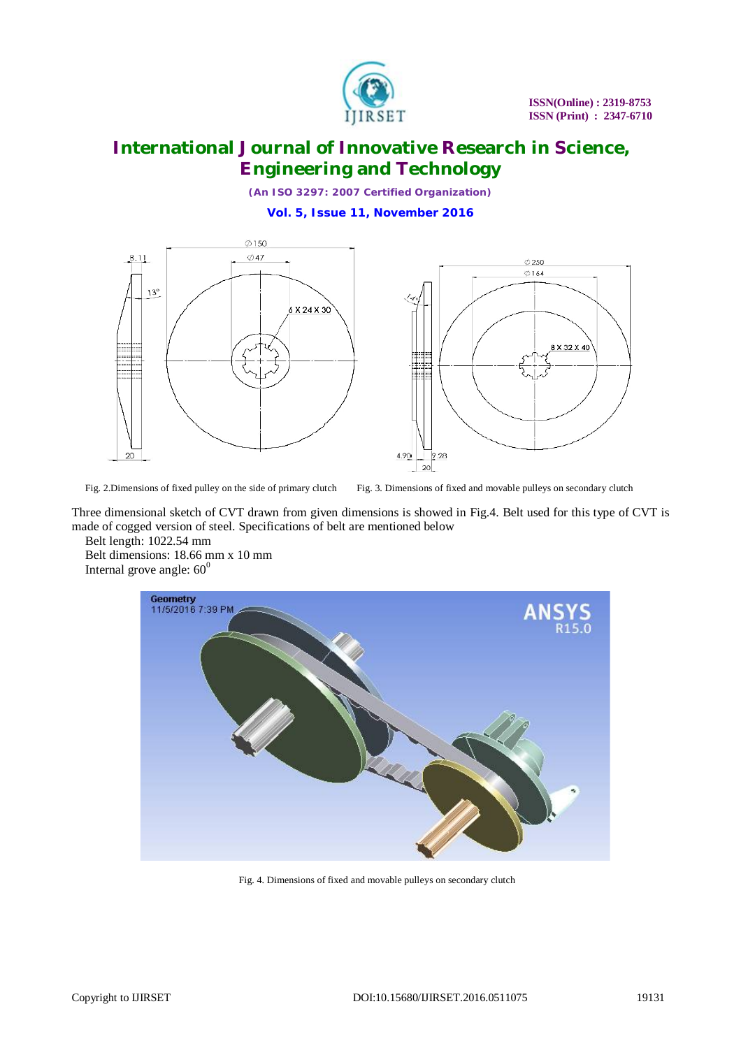Fig. 2.Dimensions of fixed pulley on the side of primary clutch

Fig. 3. Dimensions of fixed and movable pulleys on secondary clutch

Three dimensional sketch of CVT drawn from given dimensions is showed in Fig.4. Belt used for this type of CVT is made of cogged version of steel. Specifications of belt are mentioned below

Belt length: 1022.54 mm

Belt dimensions: 18.66 mm x 10 mm

Internal grove angle: $60^0$

Fig. 4. Dimensions of fixed and movable pulleys on secondary clutch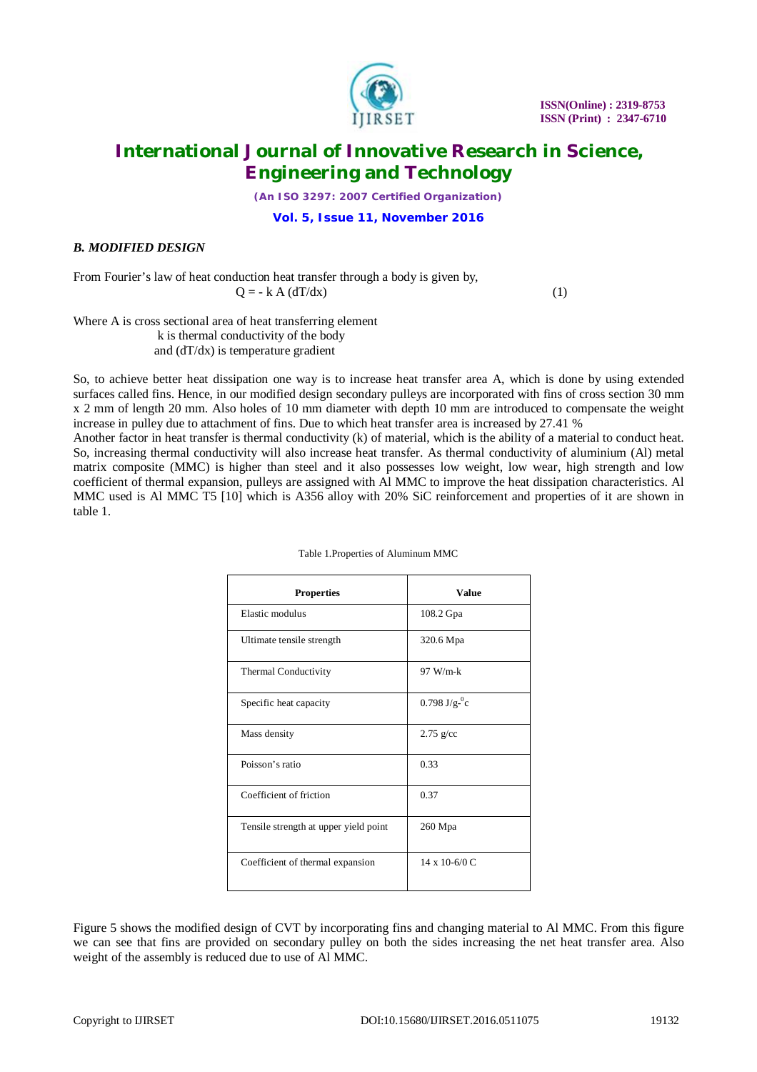### *B. MODIFIED DESIGN*

From Fourier's law of heat conduction heat transfer through a body is given by,

$$Q = - k\, A\, (dT/dx) \qquad (1)$$

Where A is cross sectional area of heat transferring element
k is thermal conductivity of the body
and (dT/dx) is temperature gradient

So, to achieve better heat dissipation one way is to increase heat transfer area A, which is done by using extended surfaces called fins. Hence, in our modified design secondary pulleys are incorporated with fins of cross section 30 mm x 2 mm of length 20 mm. Also holes of 10 mm diameter with depth 10 mm are introduced to compensate the weight increase in pulley due to attachment of fins. Due to which heat transfer area is increased by 27.41 %

Another factor in heat transfer is thermal conductivity (k) of material, which is the ability of a material to conduct heat. So, increasing thermal conductivity will also increase heat transfer. As thermal conductivity of aluminium (Al) metal matrix composite (MMC) is higher than steel and it also possesses low weight, low wear, high strength and low coefficient of thermal expansion, pulleys are assigned with Al MMC to improve the heat dissipation characteristics. Al MMC used is Al MMC T5 [10] which is A356 alloy with 20% SiC reinforcement and properties of it are shown in table 1.

Table 1.Properties of Aluminum MMC

| Properties | Value |
|---|---|
| Elastic modulus | 108.2 Gpa |
| Ultimate tensile strength | 320.6 Mpa |
| Thermal Conductivity | 97 W/m-k |
| Specific heat capacity | 0.798 J/g-$^{0}$c |
| Mass density | 2.75 g/cc |
| Poisson's ratio | 0.33 |
| Coefficient of friction | 0.37 |
| Tensile strength at upper yield point | 260 Mpa |
| Coefficient of thermal expansion | 14 x 10-6/0 C |

Figure 5 shows the modified design of CVT by incorporating fins and changing material to Al MMC. From this figure we can see that fins are provided on secondary pulley on both the sides increasing the net heat transfer area. Also weight of the assembly is reduced due to use of Al MMC.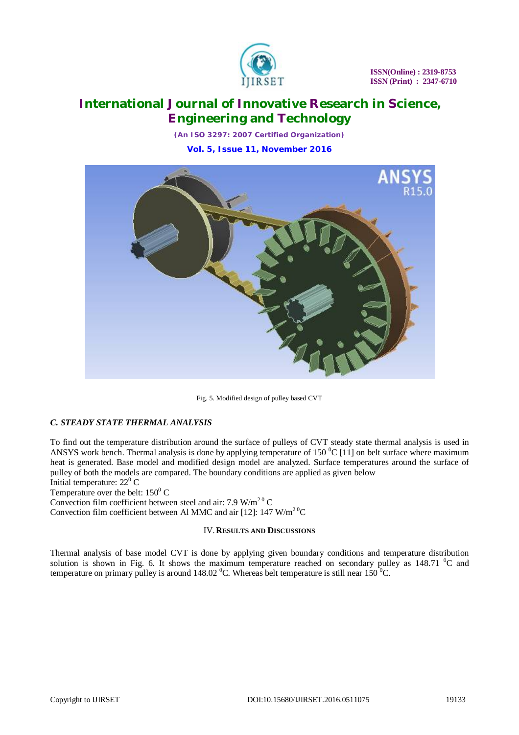Fig. 5. Modified design of pulley based CVT

### *C. STEADY STATE THERMAL ANALYSIS*

To find out the temperature distribution around the surface of pulleys of CVT steady state thermal analysis is used in ANSYS work bench. Thermal analysis is done by applying temperature of 150 $^0$C [11] on belt surface where maximum heat is generated. Base model and modified design model are analyzed. Surface temperatures around the surface of pulley of both the models are compared. The boundary conditions are applied as given below

Initial temperature: $22^0$ C

Temperature over the belt: $150^0$ C

Convection film coefficient between steel and air: 7.9 W/m$^{2\,0}$ C

Convection film coefficient between Al MMC and air [12]: 147 W/m$^{2\,0}$C

## IV. RESULTS AND DISCUSSIONS

Thermal analysis of base model CVT is done by applying given boundary conditions and temperature distribution solution is shown in Fig. 6. It shows the maximum temperature reached on secondary pulley as 148.71 $^0$C and temperature on primary pulley is around 148.02 $^0$C. Whereas belt temperature is still near 150 $^0$C.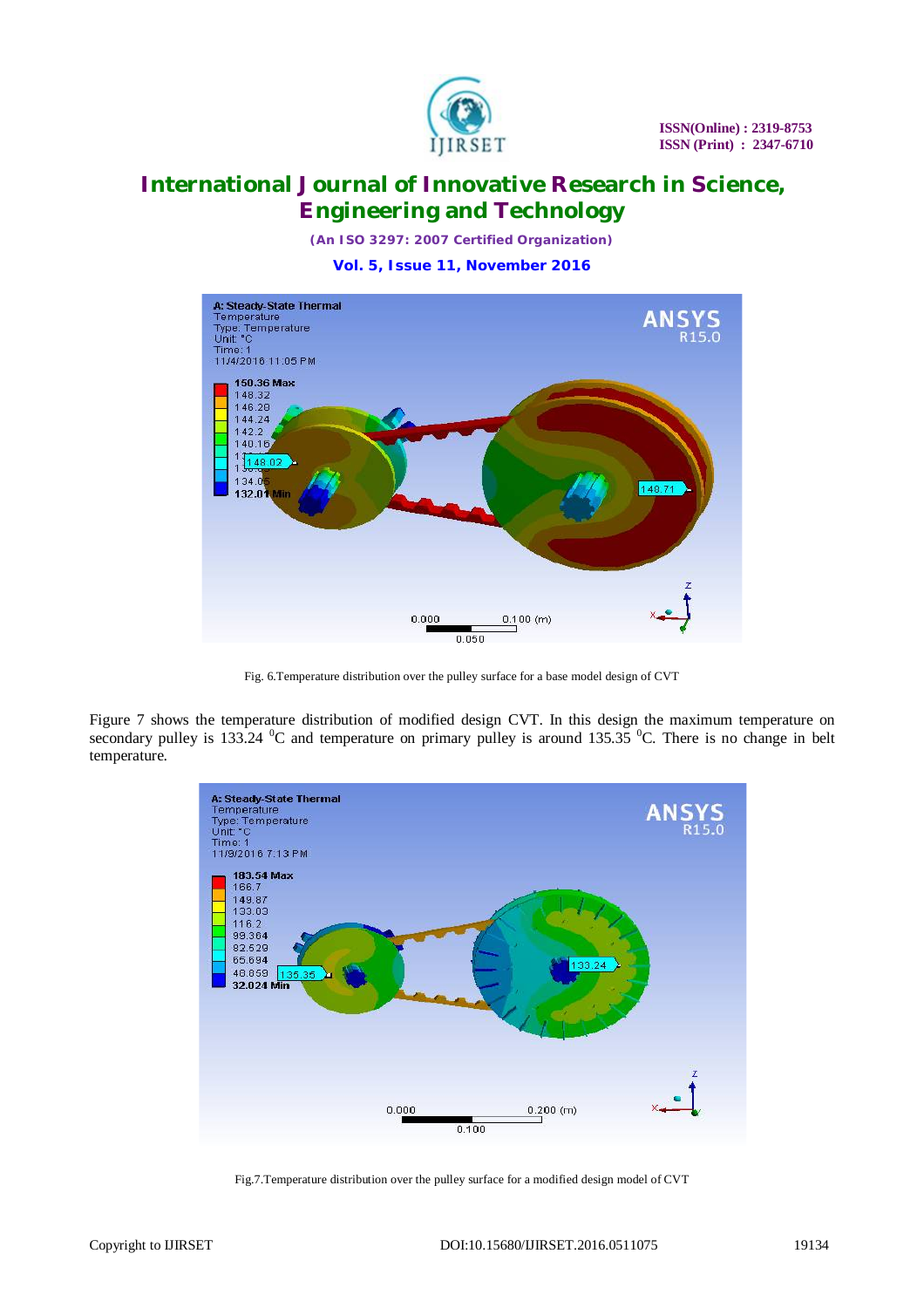Fig. 6.Temperature distribution over the pulley surface for a base model design of CVT

Figure 7 shows the temperature distribution of modified design CVT. In this design the maximum temperature on secondary pulley is 133.24 $^0$C and temperature on primary pulley is around 135.35 $^0$C. There is no change in belt temperature.

Fig.7.Temperature distribution over the pulley surface for a modified design model of CVT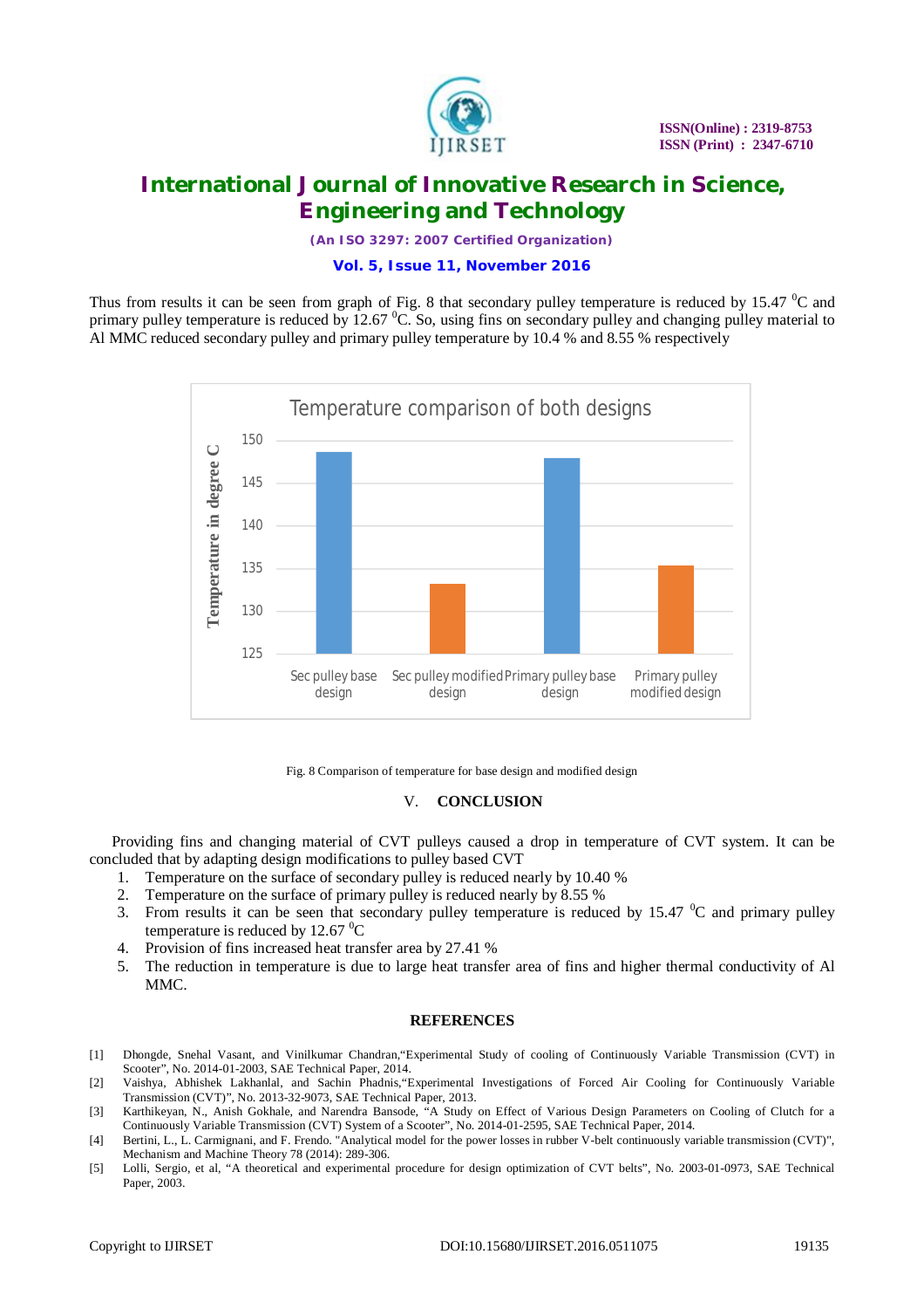Thus from results it can be seen from graph of Fig. 8 that secondary pulley temperature is reduced by 15.47 $^0$C and primary pulley temperature is reduced by 12.67 $^0$C. So, using fins on secondary pulley and changing pulley material to Al MMC reduced secondary pulley and primary pulley temperature by 10.4 % and 8.55 % respectively

Fig. 8 Comparison of temperature for base design and modified design

## V. CONCLUSION

Providing fins and changing material of CVT pulleys caused a drop in temperature of CVT system. It can be concluded that by adapting design modifications to pulley based CVT

1. Temperature on the surface of secondary pulley is reduced nearly by 10.40 %
2. Temperature on the surface of primary pulley is reduced nearly by 8.55 %
3. From results it can be seen that secondary pulley temperature is reduced by 15.47 $^0$C and primary pulley temperature is reduced by 12.67 $^0$C
4. Provision of fins increased heat transfer area by 27.41 %
5. The reduction in temperature is due to large heat transfer area of fins and higher thermal conductivity of Al MMC.

## REFERENCES

[1] Dhongde, Snehal Vasant, and Vinilkumar Chandran,"Experimental Study of cooling of Continuously Variable Transmission (CVT) in Scooter", No. 2014-01-2003, SAE Technical Paper, 2014.

[2] Vaishya, Abhishek Lakhanlal, and Sachin Phadnis,"Experimental Investigations of Forced Air Cooling for Continuously Variable Transmission (CVT)", No. 2013-32-9073, SAE Technical Paper, 2013.

[3] Karthikeyan, N., Anish Gokhale, and Narendra Bansode, "A Study on Effect of Various Design Parameters on Cooling of Clutch for a Continuously Variable Transmission (CVT) System of a Scooter", No. 2014-01-2595, SAE Technical Paper, 2014.

[4] Bertini, L., L. Carmignani, and F. Frendo. "Analytical model for the power losses in rubber V-belt continuously variable transmission (CVT)", Mechanism and Machine Theory 78 (2014): 289-306.

[5] Lolli, Sergio, et al, "A theoretical and experimental procedure for design optimization of CVT belts", No. 2003-01-0973, SAE Technical Paper, 2003.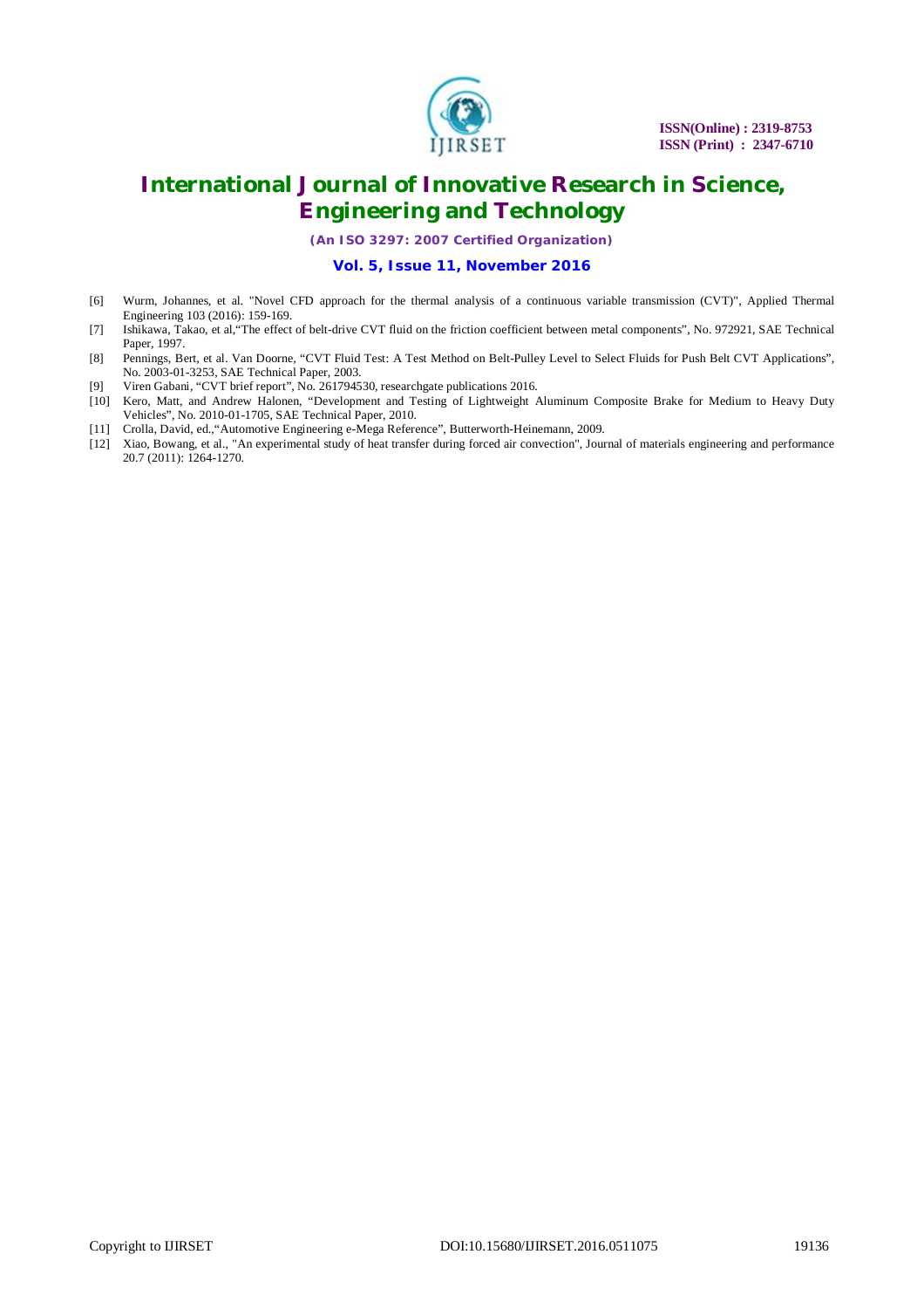[6] Wurm, Johannes, et al. "Novel CFD approach for the thermal analysis of a continuous variable transmission (CVT)", Applied Thermal Engineering 103 (2016): 159-169.

[7] Ishikawa, Takao, et al,"The effect of belt-drive CVT fluid on the friction coefficient between metal components", No. 972921, SAE Technical Paper, 1997.

[8] Pennings, Bert, et al. Van Doorne, "CVT Fluid Test: A Test Method on Belt-Pulley Level to Select Fluids for Push Belt CVT Applications", No. 2003-01-3253, SAE Technical Paper, 2003.

[9] Viren Gabani, "CVT brief report", No. 261794530, researchgate publications 2016.

[10] Kero, Matt, and Andrew Halonen, "Development and Testing of Lightweight Aluminum Composite Brake for Medium to Heavy Duty Vehicles", No. 2010-01-1705, SAE Technical Paper, 2010.

[11] Crolla, David, ed.,"Automotive Engineering e-Mega Reference", Butterworth-Heinemann, 2009.

[12] Xiao, Bowang, et al., "An experimental study of heat transfer during forced air convection", Journal of materials engineering and performance 20.7 (2011): 1264-1270.